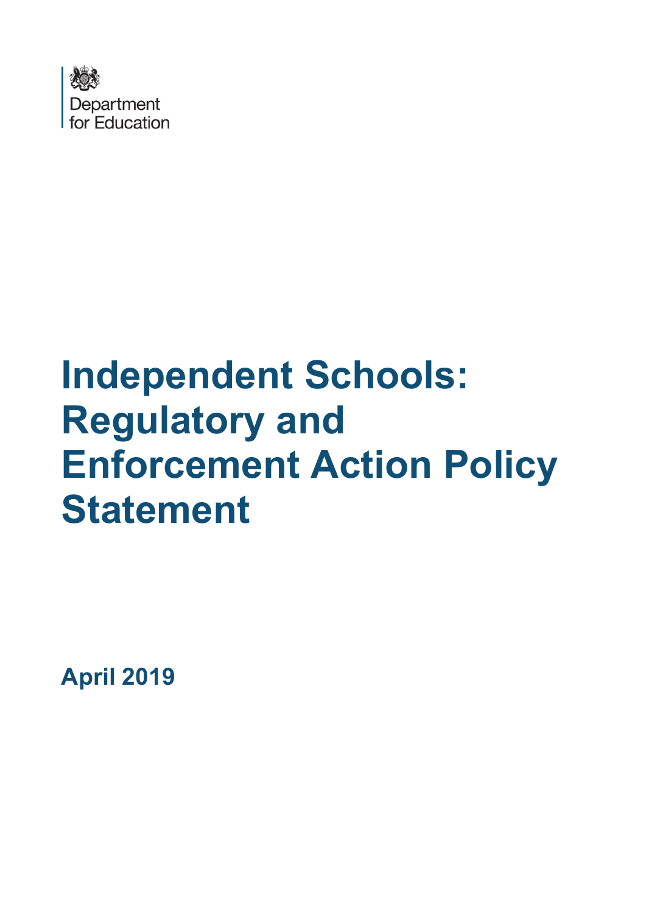Department for Education

# Independent Schools: Regulatory and Enforcement Action Policy Statement

**April 2019**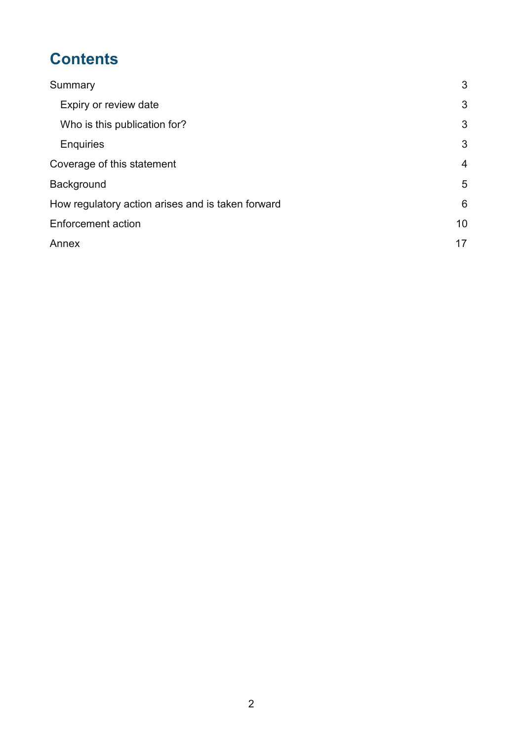# Contents

Summary 3

  Expiry or review date 3

  Who is this publication for? 3

  Enquiries 3

Coverage of this statement 4

Background 5

How regulatory action arises and is taken forward 6

Enforcement action 10

Annex 17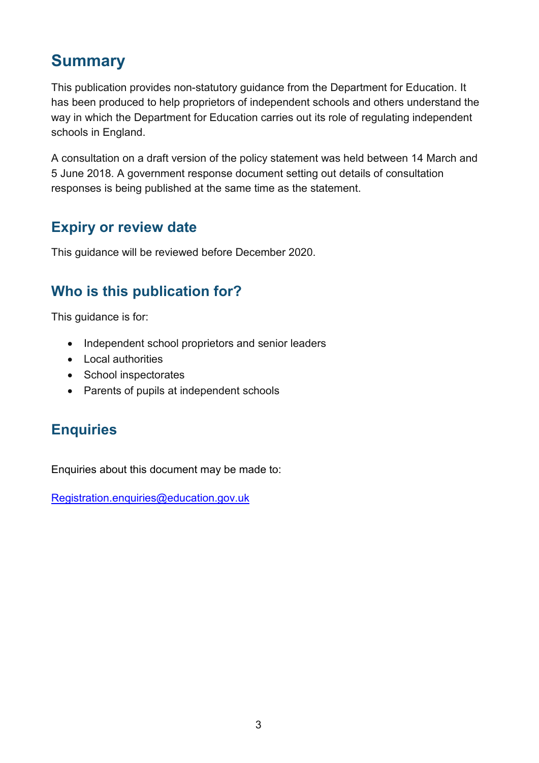# Summary

This publication provides non-statutory guidance from the Department for Education. It has been produced to help proprietors of independent schools and others understand the way in which the Department for Education carries out its role of regulating independent schools in England.

A consultation on a draft version of the policy statement was held between 14 March and 5 June 2018. A government response document setting out details of consultation responses is being published at the same time as the statement.

## Expiry or review date

This guidance will be reviewed before December 2020.

## Who is this publication for?

This guidance is for:

- Independent school proprietors and senior leaders
- Local authorities
- School inspectorates
- Parents of pupils at independent schools

## Enquiries

Enquiries about this document may be made to:

Registration.enquiries@education.gov.uk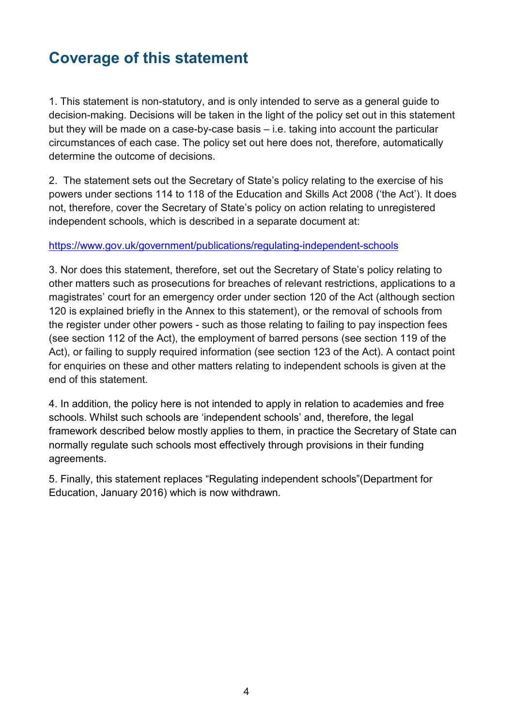## Coverage of this statement

1. This statement is non-statutory, and is only intended to serve as a general guide to decision-making. Decisions will be taken in the light of the policy set out in this statement but they will be made on a case-by-case basis – i.e. taking into account the particular circumstances of each case. The policy set out here does not, therefore, automatically determine the outcome of decisions.

2. The statement sets out the Secretary of State's policy relating to the exercise of his powers under sections 114 to 118 of the Education and Skills Act 2008 ('the Act'). It does not, therefore, cover the Secretary of State's policy on action relating to unregistered independent schools, which is described in a separate document at:

https://www.gov.uk/government/publications/regulating-independent-schools

3. Nor does this statement, therefore, set out the Secretary of State's policy relating to other matters such as prosecutions for breaches of relevant restrictions, applications to a magistrates' court for an emergency order under section 120 of the Act (although section 120 is explained briefly in the Annex to this statement), or the removal of schools from the register under other powers - such as those relating to failing to pay inspection fees (see section 112 of the Act), the employment of barred persons (see section 119 of the Act), or failing to supply required information (see section 123 of the Act). A contact point for enquiries on these and other matters relating to independent schools is given at the end of this statement.

4. In addition, the policy here is not intended to apply in relation to academies and free schools. Whilst such schools are 'independent schools' and, therefore, the legal framework described below mostly applies to them, in practice the Secretary of State can normally regulate such schools most effectively through provisions in their funding agreements.

5. Finally, this statement replaces "Regulating independent schools"(Department for Education, January 2016) which is now withdrawn*.*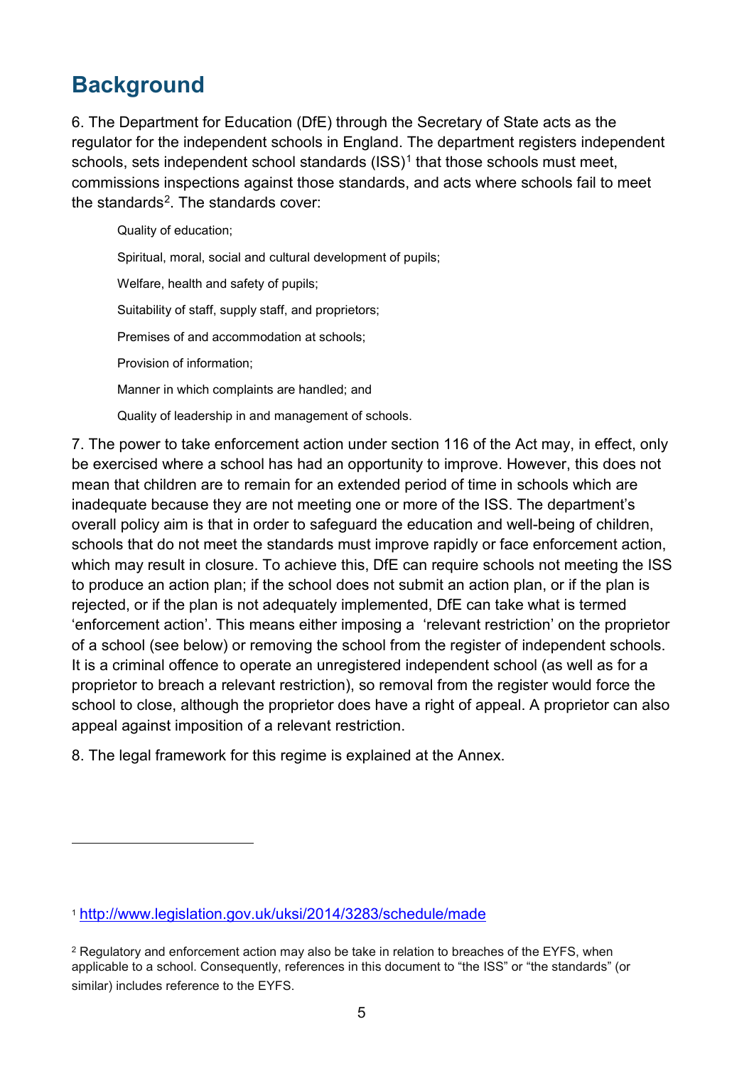## Background

6. The Department for Education (DfE) through the Secretary of State acts as the regulator for the independent schools in England. The department registers independent schools, sets independent school standards (ISS)[1] that those schools must meet, commissions inspections against those standards, and acts where schools fail to meet the standards[2]. The standards cover:

- Quality of education;
- Spiritual, moral, social and cultural development of pupils;
- Welfare, health and safety of pupils;
- Suitability of staff, supply staff, and proprietors;
- Premises of and accommodation at schools;
- Provision of information;
- Manner in which complaints are handled; and
- Quality of leadership in and management of schools.

7. The power to take enforcement action under section 116 of the Act may, in effect, only be exercised where a school has had an opportunity to improve. However, this does not mean that children are to remain for an extended period of time in schools which are inadequate because they are not meeting one or more of the ISS. The department's overall policy aim is that in order to safeguard the education and well-being of children, schools that do not meet the standards must improve rapidly or face enforcement action, which may result in closure. To achieve this, DfE can require schools not meeting the ISS to produce an action plan; if the school does not submit an action plan, or if the plan is rejected, or if the plan is not adequately implemented, DfE can take what is termed 'enforcement action'. This means either imposing a 'relevant restriction' on the proprietor of a school (see below) or removing the school from the register of independent schools. It is a criminal offence to operate an unregistered independent school (as well as for a proprietor to breach a relevant restriction), so removal from the register would force the school to close, although the proprietor does have a right of appeal. A proprietor can also appeal against imposition of a relevant restriction.

8. The legal framework for this regime is explained at the Annex.

---

[1] http://www.legislation.gov.uk/uksi/2014/3283/schedule/made

[2] Regulatory and enforcement action may also be take in relation to breaches of the EYFS, when applicable to a school. Consequently, references in this document to "the ISS" or "the standards" (or similar) includes reference to the EYFS.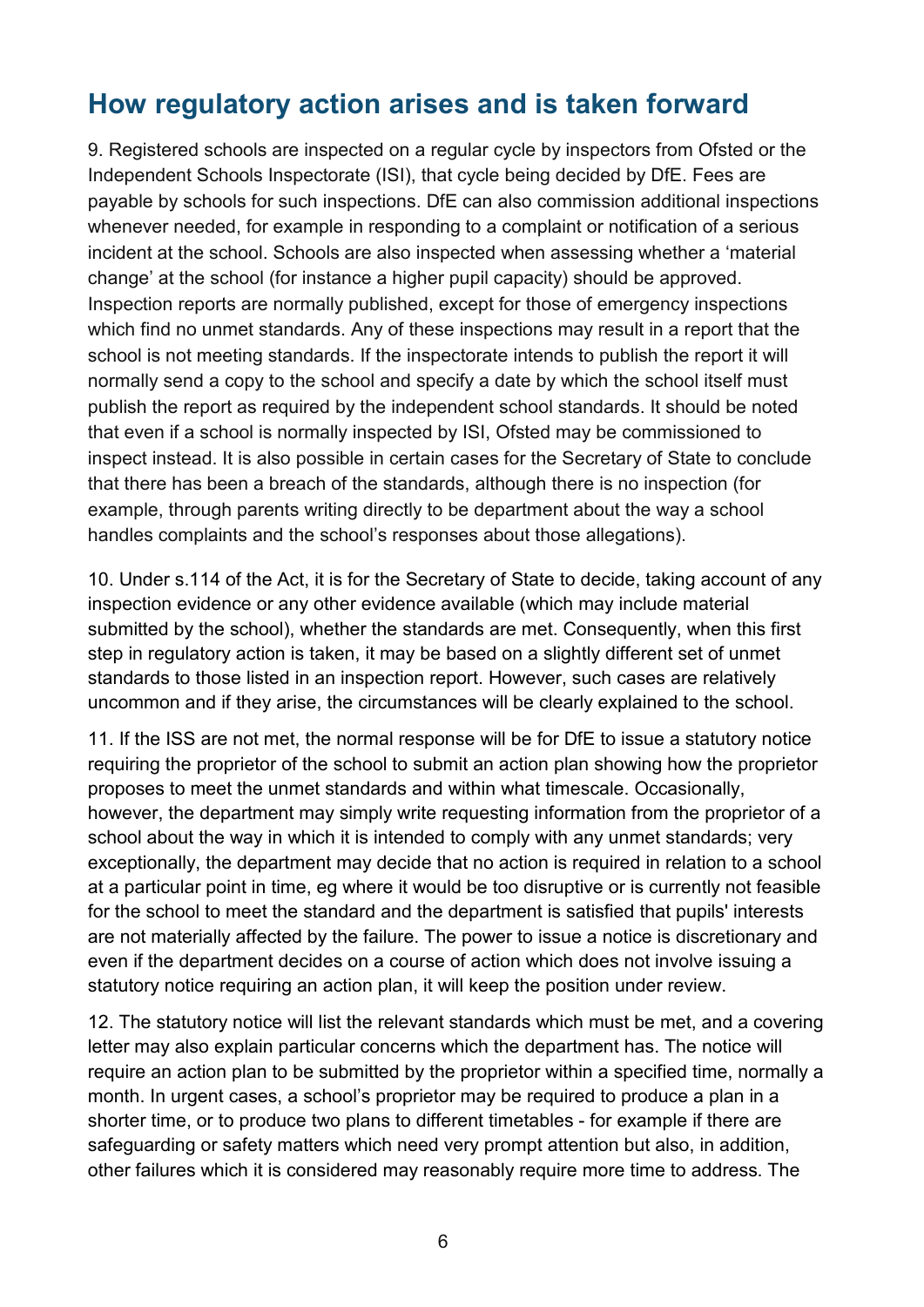## How regulatory action arises and is taken forward

9. Registered schools are inspected on a regular cycle by inspectors from Ofsted or the Independent Schools Inspectorate (ISI), that cycle being decided by DfE. Fees are payable by schools for such inspections. DfE can also commission additional inspections whenever needed, for example in responding to a complaint or notification of a serious incident at the school. Schools are also inspected when assessing whether a 'material change' at the school (for instance a higher pupil capacity) should be approved. Inspection reports are normally published, except for those of emergency inspections which find no unmet standards. Any of these inspections may result in a report that the school is not meeting standards. If the inspectorate intends to publish the report it will normally send a copy to the school and specify a date by which the school itself must publish the report as required by the independent school standards. It should be noted that even if a school is normally inspected by ISI, Ofsted may be commissioned to inspect instead. It is also possible in certain cases for the Secretary of State to conclude that there has been a breach of the standards, although there is no inspection (for example, through parents writing directly to be department about the way a school handles complaints and the school's responses about those allegations).

10. Under s.114 of the Act, it is for the Secretary of State to decide, taking account of any inspection evidence or any other evidence available (which may include material submitted by the school), whether the standards are met. Consequently, when this first step in regulatory action is taken, it may be based on a slightly different set of unmet standards to those listed in an inspection report. However, such cases are relatively uncommon and if they arise, the circumstances will be clearly explained to the school.

11. If the ISS are not met, the normal response will be for DfE to issue a statutory notice requiring the proprietor of the school to submit an action plan showing how the proprietor proposes to meet the unmet standards and within what timescale. Occasionally, however, the department may simply write requesting information from the proprietor of a school about the way in which it is intended to comply with any unmet standards; very exceptionally, the department may decide that no action is required in relation to a school at a particular point in time, eg where it would be too disruptive or is currently not feasible for the school to meet the standard and the department is satisfied that pupils' interests are not materially affected by the failure. The power to issue a notice is discretionary and even if the department decides on a course of action which does not involve issuing a statutory notice requiring an action plan, it will keep the position under review.

12. The statutory notice will list the relevant standards which must be met, and a covering letter may also explain particular concerns which the department has. The notice will require an action plan to be submitted by the proprietor within a specified time, normally a month. In urgent cases, a school's proprietor may be required to produce a plan in a shorter time, or to produce two plans to different timetables - for example if there are safeguarding or safety matters which need very prompt attention but also, in addition, other failures which it is considered may reasonably require more time to address. The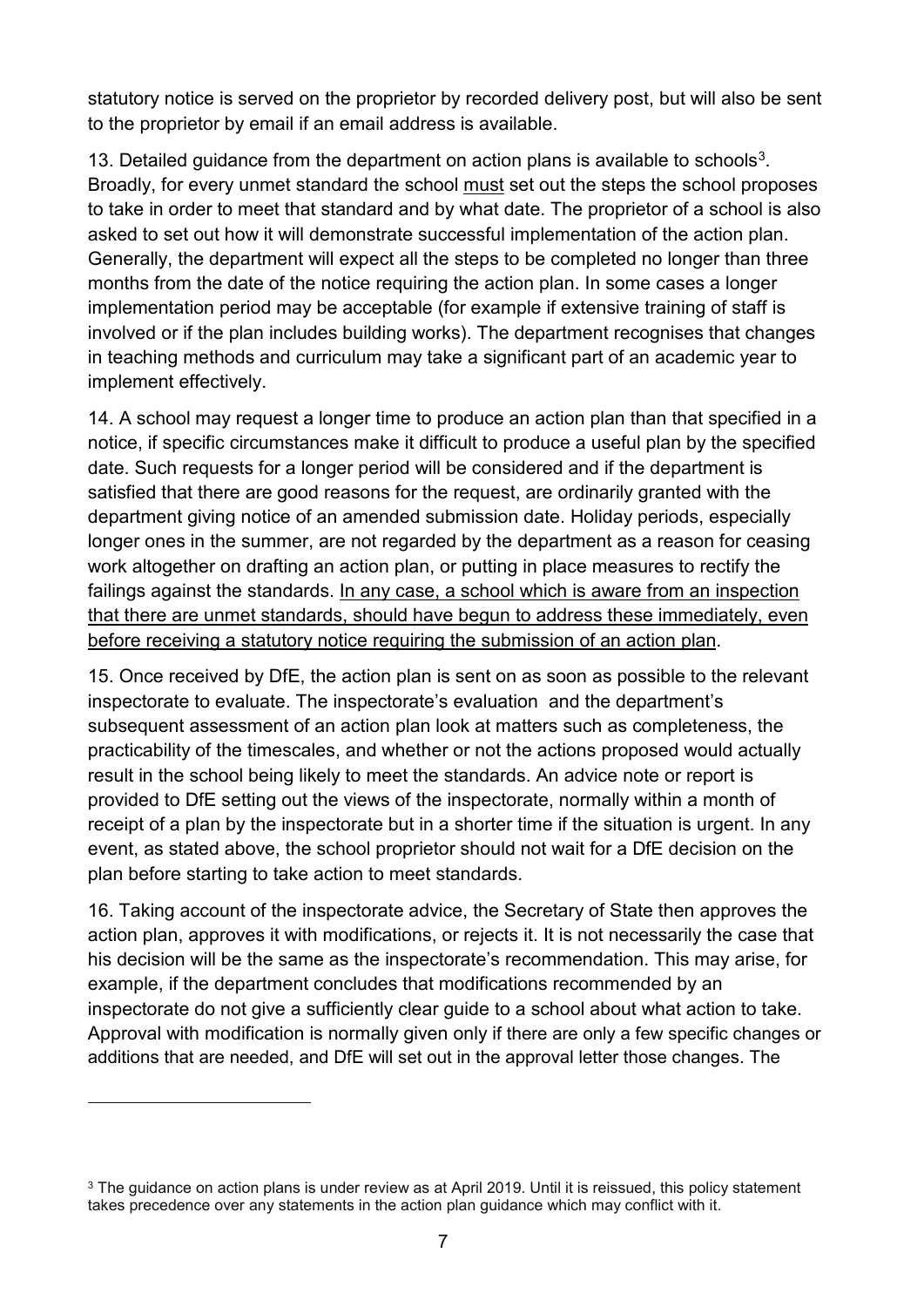statutory notice is served on the proprietor by recorded delivery post, but will also be sent to the proprietor by email if an email address is available.

13. Detailed guidance from the department on action plans is available to schools[3]. Broadly, for every unmet standard the school <u>must</u> set out the steps the school proposes to take in order to meet that standard and by what date. The proprietor of a school is also asked to set out how it will demonstrate successful implementation of the action plan. Generally, the department will expect all the steps to be completed no longer than three months from the date of the notice requiring the action plan. In some cases a longer implementation period may be acceptable (for example if extensive training of staff is involved or if the plan includes building works). The department recognises that changes in teaching methods and curriculum may take a significant part of an academic year to implement effectively.

14. A school may request a longer time to produce an action plan than that specified in a notice, if specific circumstances make it difficult to produce a useful plan by the specified date. Such requests for a longer period will be considered and if the department is satisfied that there are good reasons for the request, are ordinarily granted with the department giving notice of an amended submission date. Holiday periods, especially longer ones in the summer, are not regarded by the department as a reason for ceasing work altogether on drafting an action plan, or putting in place measures to rectify the failings against the standards. <u>In any case, a school which is aware from an inspection that there are unmet standards, should have begun to address these immediately, even before receiving a statutory notice requiring the submission of an action plan</u>.

15. Once received by DfE, the action plan is sent on as soon as possible to the relevant inspectorate to evaluate. The inspectorate's evaluation and the department's subsequent assessment of an action plan look at matters such as completeness, the practicability of the timescales, and whether or not the actions proposed would actually result in the school being likely to meet the standards. An advice note or report is provided to DfE setting out the views of the inspectorate, normally within a month of receipt of a plan by the inspectorate but in a shorter time if the situation is urgent. In any event, as stated above, the school proprietor should not wait for a DfE decision on the plan before starting to take action to meet standards.

16. Taking account of the inspectorate advice, the Secretary of State then approves the action plan, approves it with modifications, or rejects it. It is not necessarily the case that his decision will be the same as the inspectorate's recommendation. This may arise, for example, if the department concludes that modifications recommended by an inspectorate do not give a sufficiently clear guide to a school about what action to take. Approval with modification is normally given only if there are only a few specific changes or additions that are needed, and DfE will set out in the approval letter those changes. The

[3] The guidance on action plans is under review as at April 2019. Until it is reissued, this policy statement takes precedence over any statements in the action plan guidance which may conflict with it.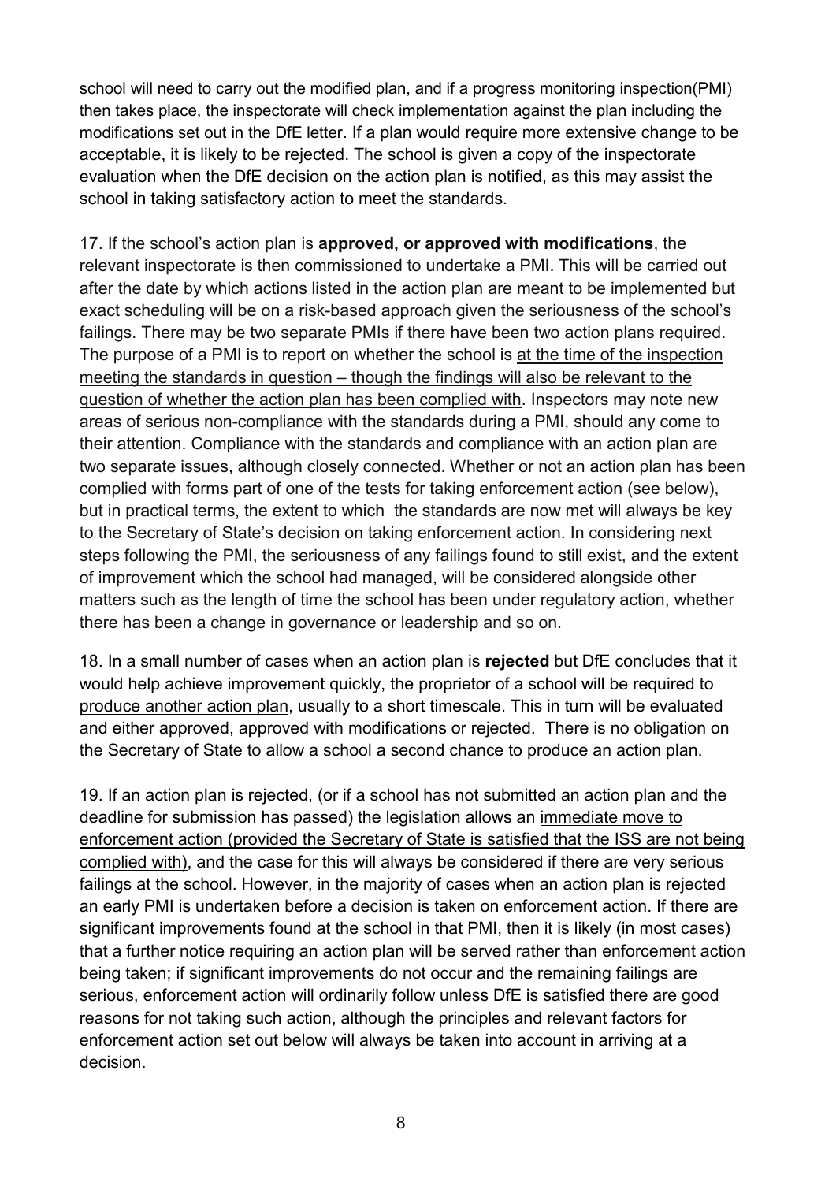school will need to carry out the modified plan, and if a progress monitoring inspection(PMI) then takes place, the inspectorate will check implementation against the plan including the modifications set out in the DfE letter. If a plan would require more extensive change to be acceptable, it is likely to be rejected. The school is given a copy of the inspectorate evaluation when the DfE decision on the action plan is notified, as this may assist the school in taking satisfactory action to meet the standards.

17. If the school's action plan is **approved, or approved with modifications**, the relevant inspectorate is then commissioned to undertake a PMI. This will be carried out after the date by which actions listed in the action plan are meant to be implemented but exact scheduling will be on a risk-based approach given the seriousness of the school's failings. There may be two separate PMIs if there have been two action plans required. The purpose of a PMI is to report on whether the school is at the time of the inspection meeting the standards in question – though the findings will also be relevant to the question of whether the action plan has been complied with. Inspectors may note new areas of serious non-compliance with the standards during a PMI, should any come to their attention. Compliance with the standards and compliance with an action plan are two separate issues, although closely connected. Whether or not an action plan has been complied with forms part of one of the tests for taking enforcement action (see below), but in practical terms, the extent to which the standards are now met will always be key to the Secretary of State's decision on taking enforcement action. In considering next steps following the PMI, the seriousness of any failings found to still exist, and the extent of improvement which the school had managed, will be considered alongside other matters such as the length of time the school has been under regulatory action, whether there has been a change in governance or leadership and so on.

18. In a small number of cases when an action plan is **rejected** but DfE concludes that it would help achieve improvement quickly, the proprietor of a school will be required to produce another action plan, usually to a short timescale. This in turn will be evaluated and either approved, approved with modifications or rejected. There is no obligation on the Secretary of State to allow a school a second chance to produce an action plan.

19. If an action plan is rejected, (or if a school has not submitted an action plan and the deadline for submission has passed) the legislation allows an immediate move to enforcement action (provided the Secretary of State is satisfied that the ISS are not being complied with), and the case for this will always be considered if there are very serious failings at the school. However, in the majority of cases when an action plan is rejected an early PMI is undertaken before a decision is taken on enforcement action. If there are significant improvements found at the school in that PMI, then it is likely (in most cases) that a further notice requiring an action plan will be served rather than enforcement action being taken; if significant improvements do not occur and the remaining failings are serious, enforcement action will ordinarily follow unless DfE is satisfied there are good reasons for not taking such action, although the principles and relevant factors for enforcement action set out below will always be taken into account in arriving at a decision.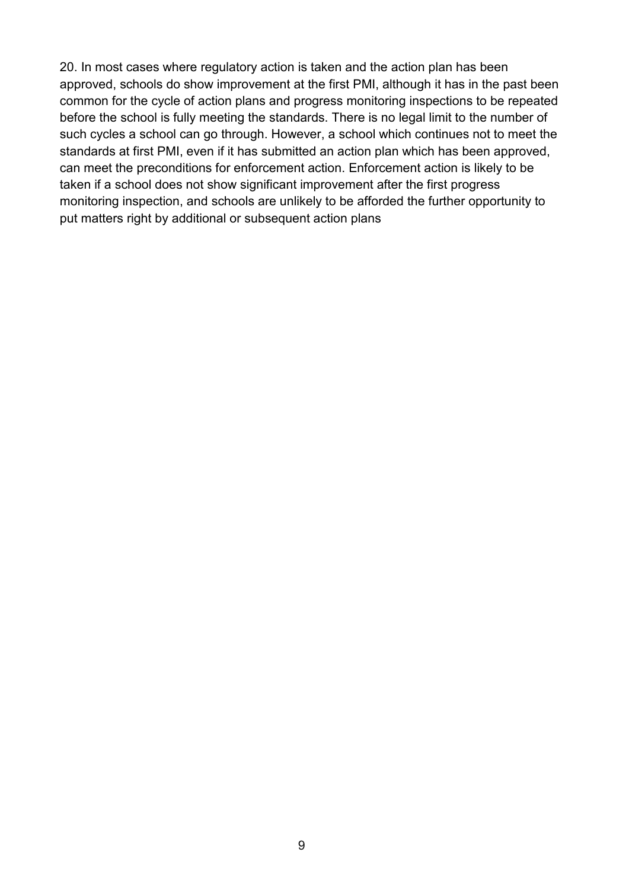20. In most cases where regulatory action is taken and the action plan has been approved, schools do show improvement at the first PMI, although it has in the past been common for the cycle of action plans and progress monitoring inspections to be repeated before the school is fully meeting the standards. There is no legal limit to the number of such cycles a school can go through. However, a school which continues not to meet the standards at first PMI, even if it has submitted an action plan which has been approved, can meet the preconditions for enforcement action. Enforcement action is likely to be taken if a school does not show significant improvement after the first progress monitoring inspection, and schools are unlikely to be afforded the further opportunity to put matters right by additional or subsequent action plans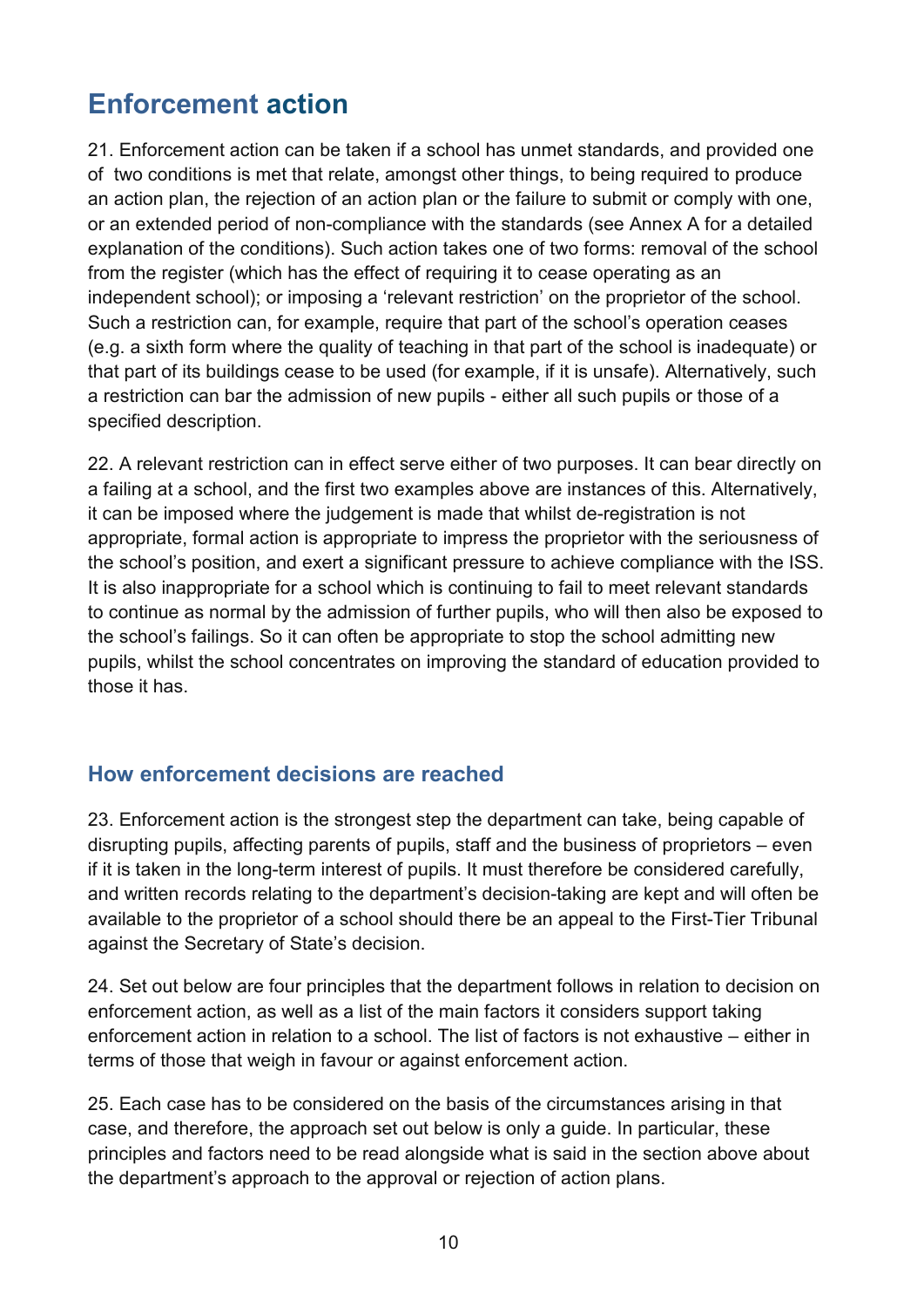# Enforcement action

21. Enforcement action can be taken if a school has unmet standards, and provided one of two conditions is met that relate, amongst other things, to being required to produce an action plan, the rejection of an action plan or the failure to submit or comply with one, or an extended period of non-compliance with the standards (see Annex A for a detailed explanation of the conditions). Such action takes one of two forms: removal of the school from the register (which has the effect of requiring it to cease operating as an independent school); or imposing a 'relevant restriction' on the proprietor of the school. Such a restriction can, for example, require that part of the school's operation ceases (e.g. a sixth form where the quality of teaching in that part of the school is inadequate) or that part of its buildings cease to be used (for example, if it is unsafe). Alternatively, such a restriction can bar the admission of new pupils - either all such pupils or those of a specified description.

22. A relevant restriction can in effect serve either of two purposes. It can bear directly on a failing at a school, and the first two examples above are instances of this. Alternatively, it can be imposed where the judgement is made that whilst de-registration is not appropriate, formal action is appropriate to impress the proprietor with the seriousness of the school's position, and exert a significant pressure to achieve compliance with the ISS. It is also inappropriate for a school which is continuing to fail to meet relevant standards to continue as normal by the admission of further pupils, who will then also be exposed to the school's failings. So it can often be appropriate to stop the school admitting new pupils, whilst the school concentrates on improving the standard of education provided to those it has.

## How enforcement decisions are reached

23. Enforcement action is the strongest step the department can take, being capable of disrupting pupils, affecting parents of pupils, staff and the business of proprietors – even if it is taken in the long-term interest of pupils. It must therefore be considered carefully, and written records relating to the department's decision-taking are kept and will often be available to the proprietor of a school should there be an appeal to the First-Tier Tribunal against the Secretary of State's decision.

24. Set out below are four principles that the department follows in relation to decision on enforcement action, as well as a list of the main factors it considers support taking enforcement action in relation to a school. The list of factors is not exhaustive – either in terms of those that weigh in favour or against enforcement action.

25. Each case has to be considered on the basis of the circumstances arising in that case, and therefore, the approach set out below is only a guide. In particular, these principles and factors need to be read alongside what is said in the section above about the department's approach to the approval or rejection of action plans.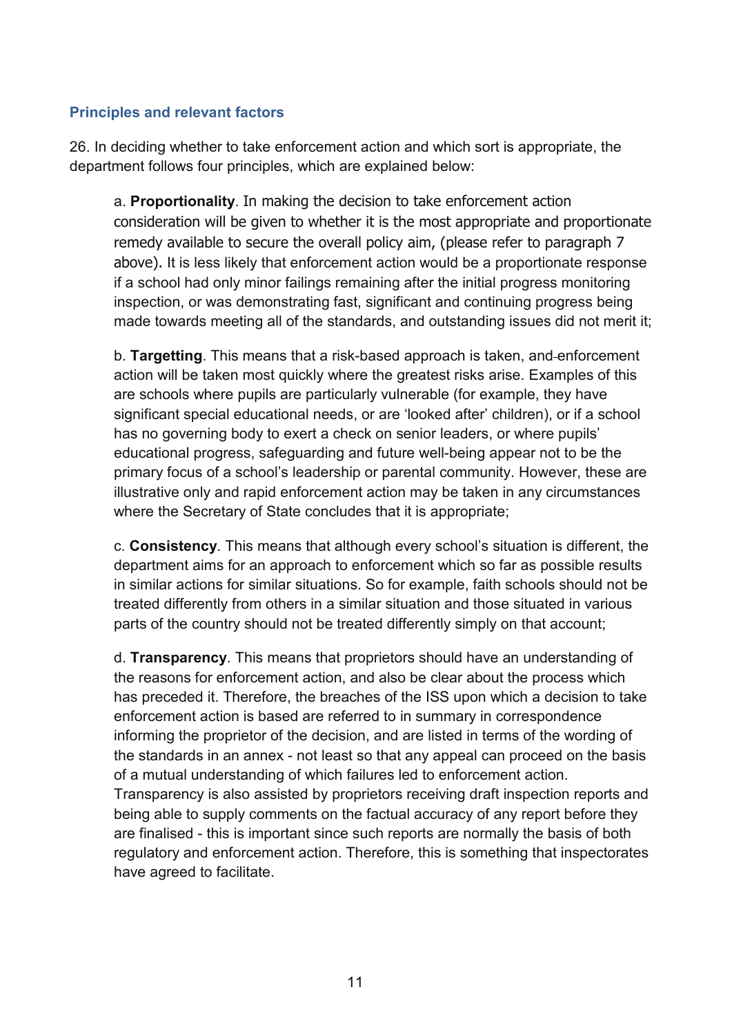### Principles and relevant factors

26. In deciding whether to take enforcement action and which sort is appropriate, the department follows four principles, which are explained below:

a. **Proportionality**. In making the decision to take enforcement action consideration will be given to whether it is the most appropriate and proportionate remedy available to secure the overall policy aim, (please refer to paragraph 7 above). It is less likely that enforcement action would be a proportionate response if a school had only minor failings remaining after the initial progress monitoring inspection, or was demonstrating fast, significant and continuing progress being made towards meeting all of the standards, and outstanding issues did not merit it;

b. **Targetting**. This means that a risk-based approach is taken, and enforcement action will be taken most quickly where the greatest risks arise. Examples of this are schools where pupils are particularly vulnerable (for example, they have significant special educational needs, or are 'looked after' children), or if a school has no governing body to exert a check on senior leaders, or where pupils' educational progress, safeguarding and future well-being appear not to be the primary focus of a school's leadership or parental community. However, these are illustrative only and rapid enforcement action may be taken in any circumstances where the Secretary of State concludes that it is appropriate;

c. **Consistency**. This means that although every school's situation is different, the department aims for an approach to enforcement which so far as possible results in similar actions for similar situations. So for example, faith schools should not be treated differently from others in a similar situation and those situated in various parts of the country should not be treated differently simply on that account;

d. **Transparency**. This means that proprietors should have an understanding of the reasons for enforcement action, and also be clear about the process which has preceded it. Therefore, the breaches of the ISS upon which a decision to take enforcement action is based are referred to in summary in correspondence informing the proprietor of the decision, and are listed in terms of the wording of the standards in an annex - not least so that any appeal can proceed on the basis of a mutual understanding of which failures led to enforcement action. Transparency is also assisted by proprietors receiving draft inspection reports and being able to supply comments on the factual accuracy of any report before they are finalised - this is important since such reports are normally the basis of both regulatory and enforcement action. Therefore, this is something that inspectorates have agreed to facilitate.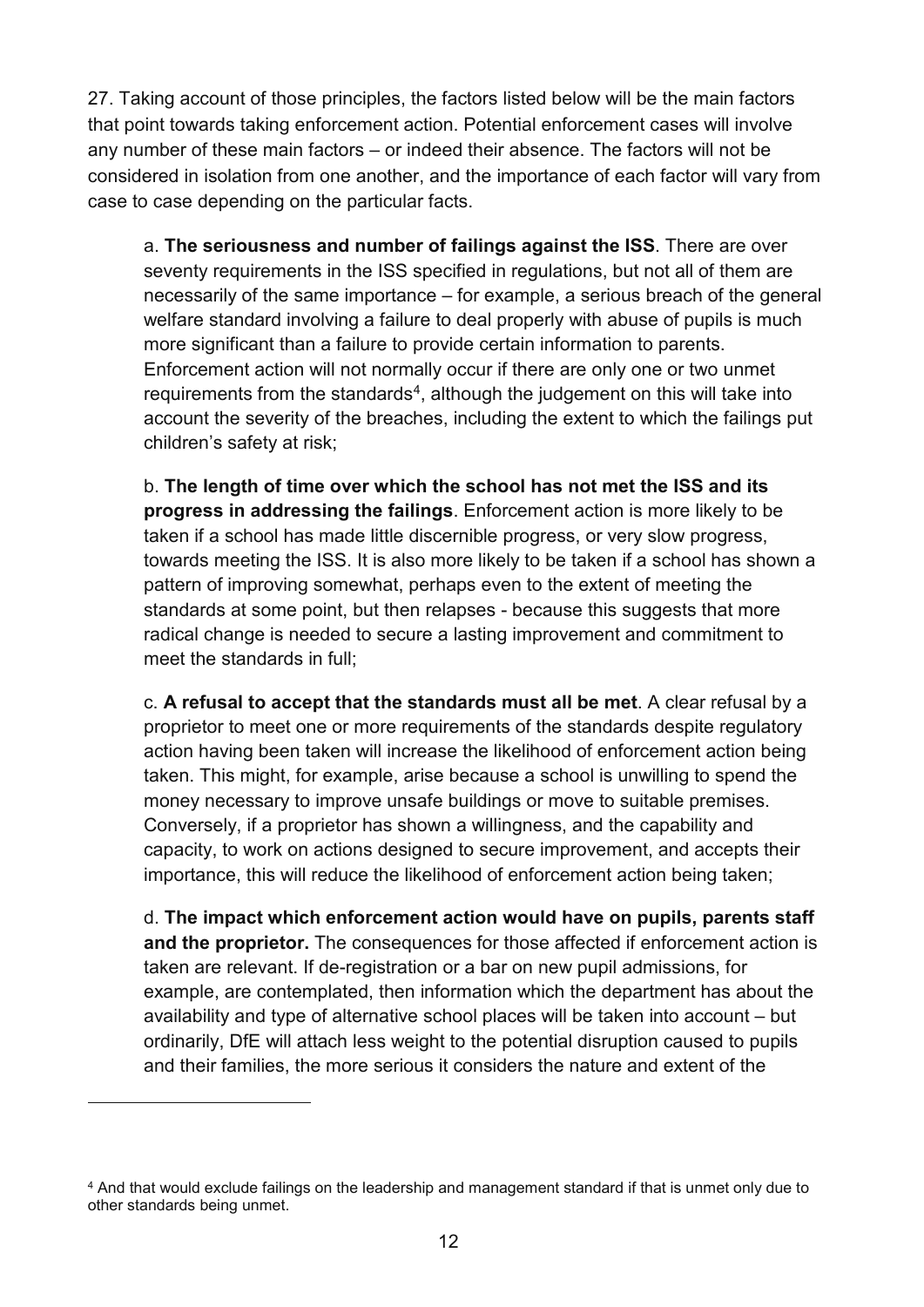27. Taking account of those principles, the factors listed below will be the main factors that point towards taking enforcement action. Potential enforcement cases will involve any number of these main factors – or indeed their absence. The factors will not be considered in isolation from one another, and the importance of each factor will vary from case to case depending on the particular facts.

a. **The seriousness and number of failings against the ISS**. There are over seventy requirements in the ISS specified in regulations, but not all of them are necessarily of the same importance – for example, a serious breach of the general welfare standard involving a failure to deal properly with abuse of pupils is much more significant than a failure to provide certain information to parents. Enforcement action will not normally occur if there are only one or two unmet requirements from the standards[4], although the judgement on this will take into account the severity of the breaches, including the extent to which the failings put children's safety at risk;

b. **The length of time over which the school has not met the ISS and its progress in addressing the failings**. Enforcement action is more likely to be taken if a school has made little discernible progress, or very slow progress, towards meeting the ISS. It is also more likely to be taken if a school has shown a pattern of improving somewhat, perhaps even to the extent of meeting the standards at some point, but then relapses - because this suggests that more radical change is needed to secure a lasting improvement and commitment to meet the standards in full;

c. **A refusal to accept that the standards must all be met**. A clear refusal by a proprietor to meet one or more requirements of the standards despite regulatory action having been taken will increase the likelihood of enforcement action being taken. This might, for example, arise because a school is unwilling to spend the money necessary to improve unsafe buildings or move to suitable premises. Conversely, if a proprietor has shown a willingness, and the capability and capacity, to work on actions designed to secure improvement, and accepts their importance, this will reduce the likelihood of enforcement action being taken;

d. **The impact which enforcement action would have on pupils, parents staff and the proprietor.** The consequences for those affected if enforcement action is taken are relevant. If de-registration or a bar on new pupil admissions, for example, are contemplated, then information which the department has about the availability and type of alternative school places will be taken into account – but ordinarily, DfE will attach less weight to the potential disruption caused to pupils and their families, the more serious it considers the nature and extent of the

---

[4] And that would exclude failings on the leadership and management standard if that is unmet only due to other standards being unmet.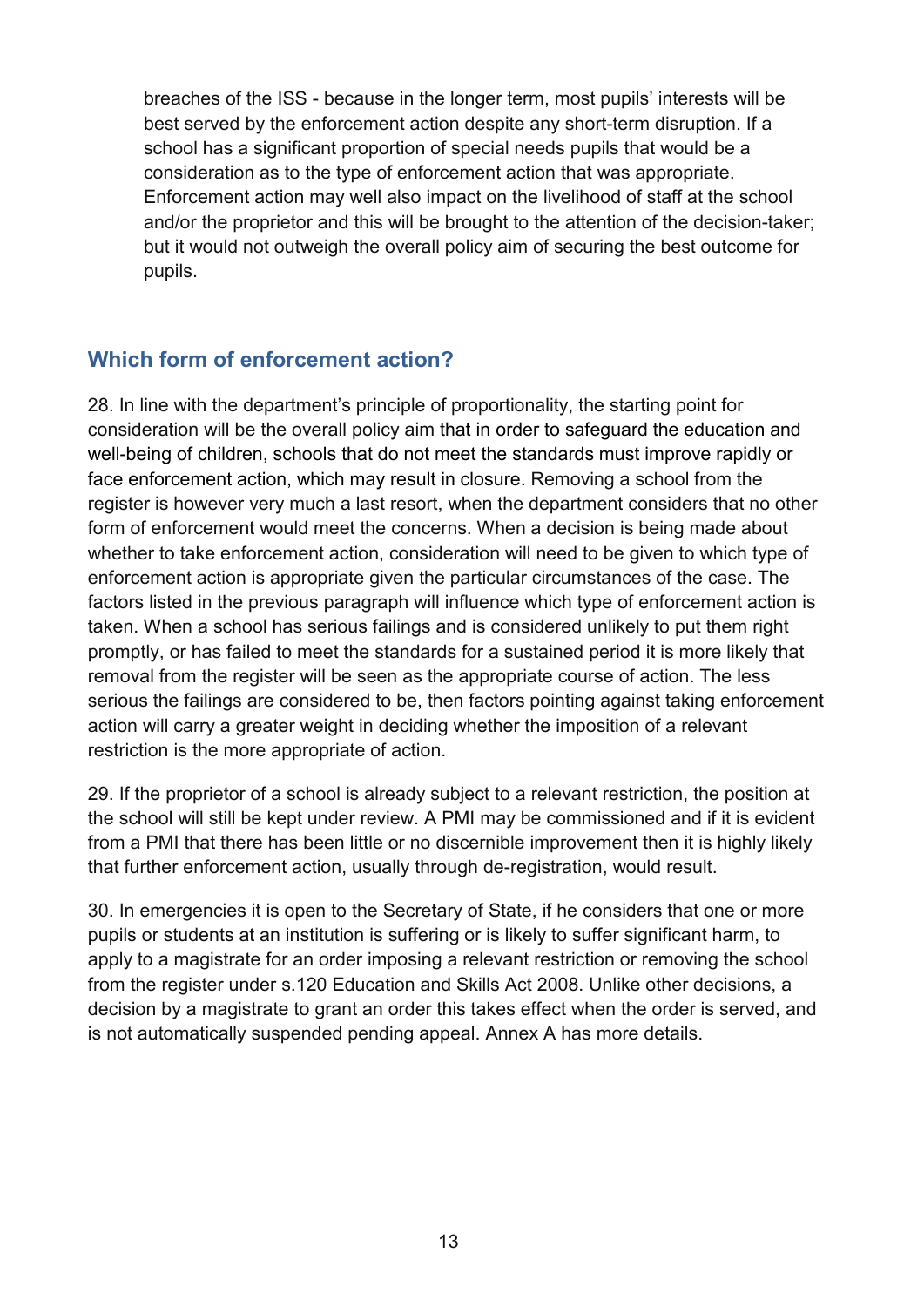breaches of the ISS - because in the longer term, most pupils' interests will be best served by the enforcement action despite any short-term disruption. If a school has a significant proportion of special needs pupils that would be a consideration as to the type of enforcement action that was appropriate. Enforcement action may well also impact on the livelihood of staff at the school and/or the proprietor and this will be brought to the attention of the decision-taker; but it would not outweigh the overall policy aim of securing the best outcome for pupils.

## Which form of enforcement action?

28. In line with the department's principle of proportionality, the starting point for consideration will be the overall policy aim that in order to safeguard the education and well-being of children, schools that do not meet the standards must improve rapidly or face enforcement action, which may result in closure. Removing a school from the register is however very much a last resort, when the department considers that no other form of enforcement would meet the concerns. When a decision is being made about whether to take enforcement action, consideration will need to be given to which type of enforcement action is appropriate given the particular circumstances of the case. The factors listed in the previous paragraph will influence which type of enforcement action is taken. When a school has serious failings and is considered unlikely to put them right promptly, or has failed to meet the standards for a sustained period it is more likely that removal from the register will be seen as the appropriate course of action. The less serious the failings are considered to be, then factors pointing against taking enforcement action will carry a greater weight in deciding whether the imposition of a relevant restriction is the more appropriate of action.

29. If the proprietor of a school is already subject to a relevant restriction, the position at the school will still be kept under review. A PMI may be commissioned and if it is evident from a PMI that there has been little or no discernible improvement then it is highly likely that further enforcement action, usually through de-registration, would result.

30. In emergencies it is open to the Secretary of State, if he considers that one or more pupils or students at an institution is suffering or is likely to suffer significant harm, to apply to a magistrate for an order imposing a relevant restriction or removing the school from the register under s.120 Education and Skills Act 2008. Unlike other decisions, a decision by a magistrate to grant an order this takes effect when the order is served, and is not automatically suspended pending appeal. Annex A has more details.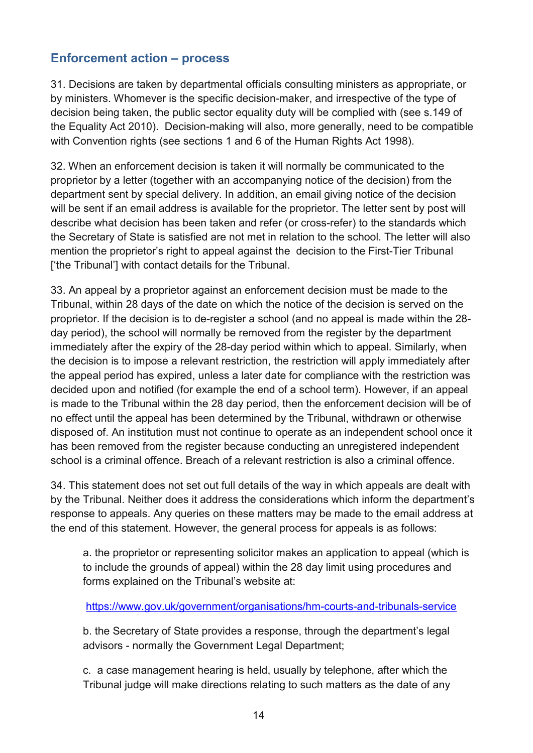## Enforcement action – process

31. Decisions are taken by departmental officials consulting ministers as appropriate, or by ministers. Whomever is the specific decision-maker, and irrespective of the type of decision being taken, the public sector equality duty will be complied with (see s.149 of the Equality Act 2010). Decision-making will also, more generally, need to be compatible with Convention rights (see sections 1 and 6 of the Human Rights Act 1998).

32. When an enforcement decision is taken it will normally be communicated to the proprietor by a letter (together with an accompanying notice of the decision) from the department sent by special delivery. In addition, an email giving notice of the decision will be sent if an email address is available for the proprietor. The letter sent by post will describe what decision has been taken and refer (or cross-refer) to the standards which the Secretary of State is satisfied are not met in relation to the school. The letter will also mention the proprietor's right to appeal against the decision to the First-Tier Tribunal ['the Tribunal'] with contact details for the Tribunal.

33. An appeal by a proprietor against an enforcement decision must be made to the Tribunal, within 28 days of the date on which the notice of the decision is served on the proprietor. If the decision is to de-register a school (and no appeal is made within the 28-day period), the school will normally be removed from the register by the department immediately after the expiry of the 28-day period within which to appeal. Similarly, when the decision is to impose a relevant restriction, the restriction will apply immediately after the appeal period has expired, unless a later date for compliance with the restriction was decided upon and notified (for example the end of a school term). However, if an appeal is made to the Tribunal within the 28 day period, then the enforcement decision will be of no effect until the appeal has been determined by the Tribunal, withdrawn or otherwise disposed of. An institution must not continue to operate as an independent school once it has been removed from the register because conducting an unregistered independent school is a criminal offence. Breach of a relevant restriction is also a criminal offence.

34. This statement does not set out full details of the way in which appeals are dealt with by the Tribunal. Neither does it address the considerations which inform the department's response to appeals. Any queries on these matters may be made to the email address at the end of this statement. However, the general process for appeals is as follows:

a. the proprietor or representing solicitor makes an application to appeal (which is to include the grounds of appeal) within the 28 day limit using procedures and forms explained on the Tribunal's website at:

https://www.gov.uk/government/organisations/hm-courts-and-tribunals-service

b. the Secretary of State provides a response, through the department's legal advisors - normally the Government Legal Department;

c. a case management hearing is held, usually by telephone, after which the Tribunal judge will make directions relating to such matters as the date of any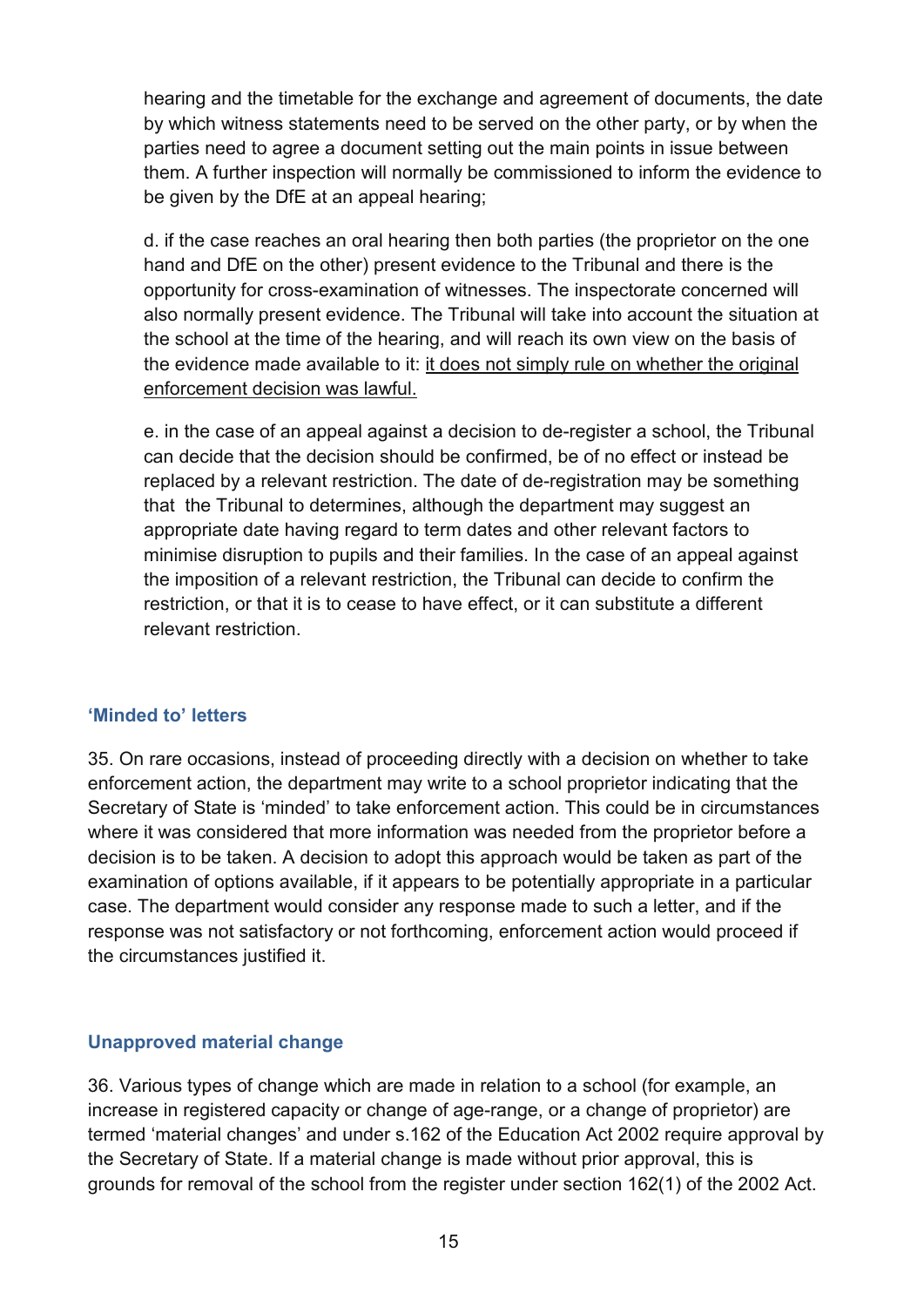hearing and the timetable for the exchange and agreement of documents, the date by which witness statements need to be served on the other party, or by when the parties need to agree a document setting out the main points in issue between them. A further inspection will normally be commissioned to inform the evidence to be given by the DfE at an appeal hearing;

d. if the case reaches an oral hearing then both parties (the proprietor on the one hand and DfE on the other) present evidence to the Tribunal and there is the opportunity for cross-examination of witnesses. The inspectorate concerned will also normally present evidence. The Tribunal will take into account the situation at the school at the time of the hearing, and will reach its own view on the basis of the evidence made available to it: <u>it does not simply rule on whether the original enforcement decision was lawful.</u>

e. in the case of an appeal against a decision to de-register a school, the Tribunal can decide that the decision should be confirmed, be of no effect or instead be replaced by a relevant restriction. The date of de-registration may be something that the Tribunal to determines, although the department may suggest an appropriate date having regard to term dates and other relevant factors to minimise disruption to pupils and their families. In the case of an appeal against the imposition of a relevant restriction, the Tribunal can decide to confirm the restriction, or that it is to cease to have effect, or it can substitute a different relevant restriction.

### 'Minded to' letters

35. On rare occasions, instead of proceeding directly with a decision on whether to take enforcement action, the department may write to a school proprietor indicating that the Secretary of State is 'minded' to take enforcement action. This could be in circumstances where it was considered that more information was needed from the proprietor before a decision is to be taken. A decision to adopt this approach would be taken as part of the examination of options available, if it appears to be potentially appropriate in a particular case. The department would consider any response made to such a letter, and if the response was not satisfactory or not forthcoming, enforcement action would proceed if the circumstances justified it.

### Unapproved material change

36. Various types of change which are made in relation to a school (for example, an increase in registered capacity or change of age-range, or a change of proprietor) are termed 'material changes' and under s.162 of the Education Act 2002 require approval by the Secretary of State. If a material change is made without prior approval, this is grounds for removal of the school from the register under section 162(1) of the 2002 Act.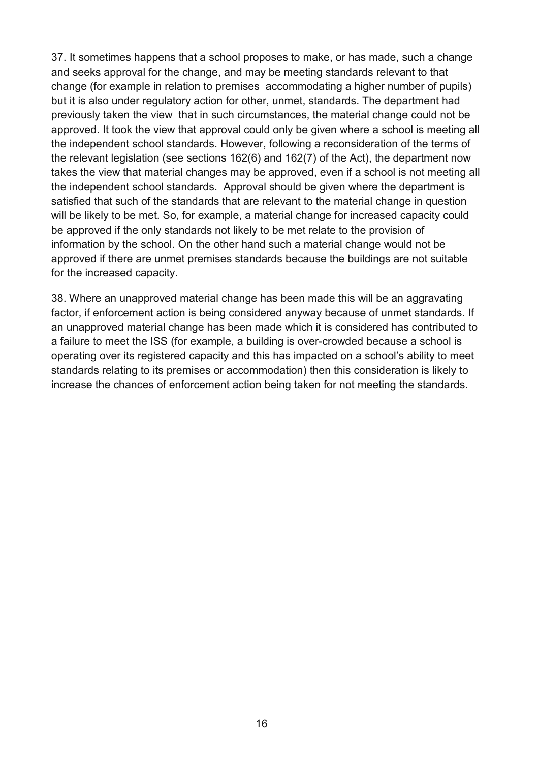37. It sometimes happens that a school proposes to make, or has made, such a change and seeks approval for the change, and may be meeting standards relevant to that change (for example in relation to premises accommodating a higher number of pupils) but it is also under regulatory action for other, unmet, standards. The department had previously taken the view that in such circumstances, the material change could not be approved. It took the view that approval could only be given where a school is meeting all the independent school standards. However, following a reconsideration of the terms of the relevant legislation (see sections 162(6) and 162(7) of the Act), the department now takes the view that material changes may be approved, even if a school is not meeting all the independent school standards. Approval should be given where the department is satisfied that such of the standards that are relevant to the material change in question will be likely to be met. So, for example, a material change for increased capacity could be approved if the only standards not likely to be met relate to the provision of information by the school. On the other hand such a material change would not be approved if there are unmet premises standards because the buildings are not suitable for the increased capacity.

38. Where an unapproved material change has been made this will be an aggravating factor, if enforcement action is being considered anyway because of unmet standards. If an unapproved material change has been made which it is considered has contributed to a failure to meet the ISS (for example, a building is over-crowded because a school is operating over its registered capacity and this has impacted on a school's ability to meet standards relating to its premises or accommodation) then this consideration is likely to increase the chances of enforcement action being taken for not meeting the standards.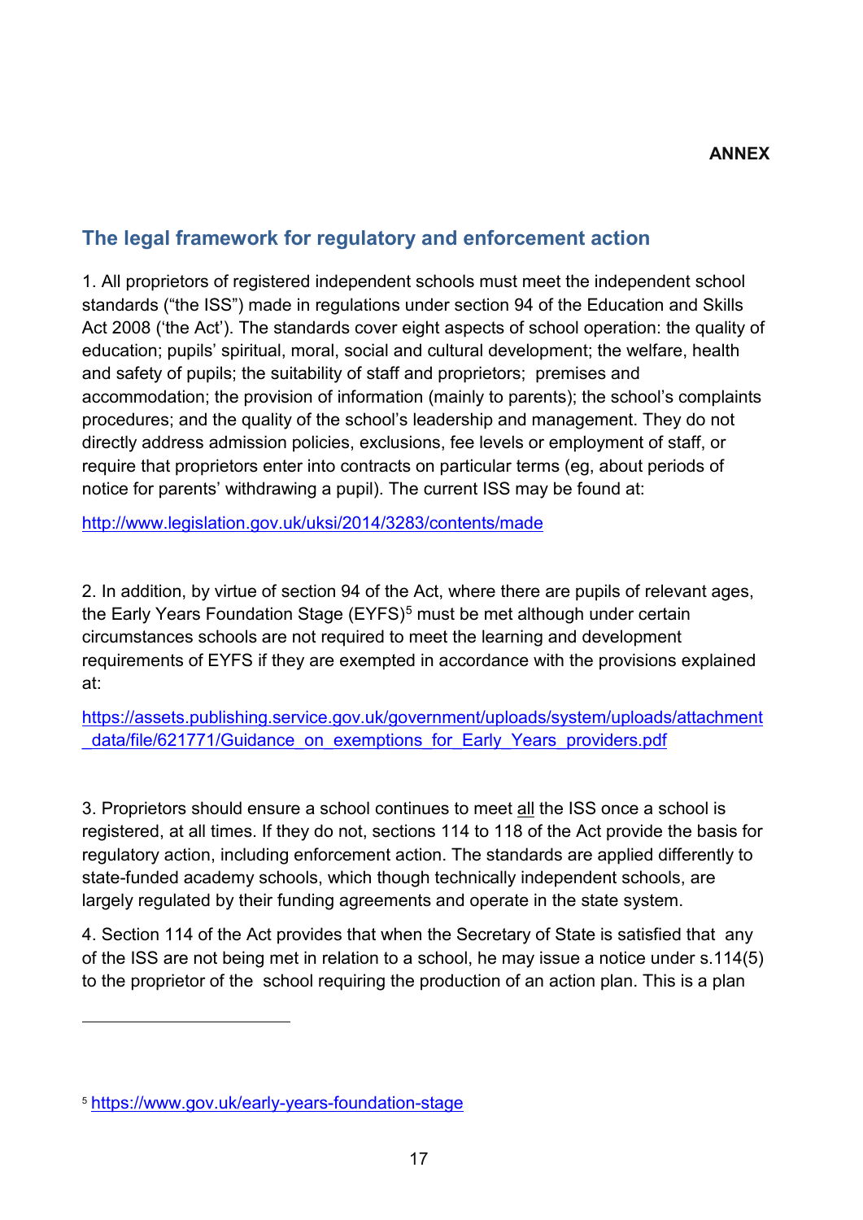**ANNEX**

## The legal framework for regulatory and enforcement action

1. All proprietors of registered independent schools must meet the independent school standards ("the ISS") made in regulations under section 94 of the Education and Skills Act 2008 ('the Act'). The standards cover eight aspects of school operation: the quality of education; pupils' spiritual, moral, social and cultural development; the welfare, health and safety of pupils; the suitability of staff and proprietors; premises and accommodation; the provision of information (mainly to parents); the school's complaints procedures; and the quality of the school's leadership and management. They do not directly address admission policies, exclusions, fee levels or employment of staff, or require that proprietors enter into contracts on particular terms (eg, about periods of notice for parents' withdrawing a pupil). The current ISS may be found at:

http://www.legislation.gov.uk/uksi/2014/3283/contents/made

2. In addition, by virtue of section 94 of the Act, where there are pupils of relevant ages, the Early Years Foundation Stage (EYFS)[5] must be met although under certain circumstances schools are not required to meet the learning and development requirements of EYFS if they are exempted in accordance with the provisions explained at:

https://assets.publishing.service.gov.uk/government/uploads/system/uploads/attachment_data/file/621771/Guidance_on_exemptions_for_Early_Years_providers.pdf

3. Proprietors should ensure a school continues to meet all the ISS once a school is registered, at all times. If they do not, sections 114 to 118 of the Act provide the basis for regulatory action, including enforcement action. The standards are applied differently to state-funded academy schools, which though technically independent schools, are largely regulated by their funding agreements and operate in the state system.

4. Section 114 of the Act provides that when the Secretary of State is satisfied that any of the ISS are not being met in relation to a school, he may issue a notice under s.114(5) to the proprietor of the school requiring the production of an action plan. This is a plan

[5] https://www.gov.uk/early-years-foundation-stage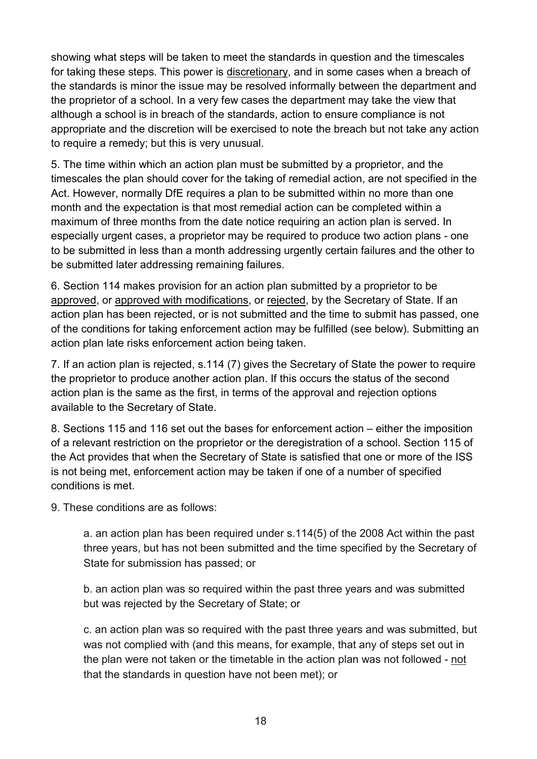showing what steps will be taken to meet the standards in question and the timescales for taking these steps. This power is discretionary, and in some cases when a breach of the standards is minor the issue may be resolved informally between the department and the proprietor of a school. In a very few cases the department may take the view that although a school is in breach of the standards, action to ensure compliance is not appropriate and the discretion will be exercised to note the breach but not take any action to require a remedy; but this is very unusual.

5. The time within which an action plan must be submitted by a proprietor, and the timescales the plan should cover for the taking of remedial action, are not specified in the Act. However, normally DfE requires a plan to be submitted within no more than one month and the expectation is that most remedial action can be completed within a maximum of three months from the date notice requiring an action plan is served. In especially urgent cases, a proprietor may be required to produce two action plans - one to be submitted in less than a month addressing urgently certain failures and the other to be submitted later addressing remaining failures.

6. Section 114 makes provision for an action plan submitted by a proprietor to be approved, or approved with modifications, or rejected, by the Secretary of State. If an action plan has been rejected, or is not submitted and the time to submit has passed, one of the conditions for taking enforcement action may be fulfilled (see below). Submitting an action plan late risks enforcement action being taken.

7. If an action plan is rejected, s.114 (7) gives the Secretary of State the power to require the proprietor to produce another action plan. If this occurs the status of the second action plan is the same as the first, in terms of the approval and rejection options available to the Secretary of State.

8. Sections 115 and 116 set out the bases for enforcement action – either the imposition of a relevant restriction on the proprietor or the deregistration of a school. Section 115 of the Act provides that when the Secretary of State is satisfied that one or more of the ISS is not being met, enforcement action may be taken if one of a number of specified conditions is met.

9. These conditions are as follows:

> a. an action plan has been required under s.114(5) of the 2008 Act within the past three years, but has not been submitted and the time specified by the Secretary of State for submission has passed; or
>
> b. an action plan was so required within the past three years and was submitted but was rejected by the Secretary of State; or
>
> c. an action plan was so required with the past three years and was submitted, but was not complied with (and this means, for example, that any of steps set out in the plan were not taken or the timetable in the action plan was not followed - not that the standards in question have not been met); or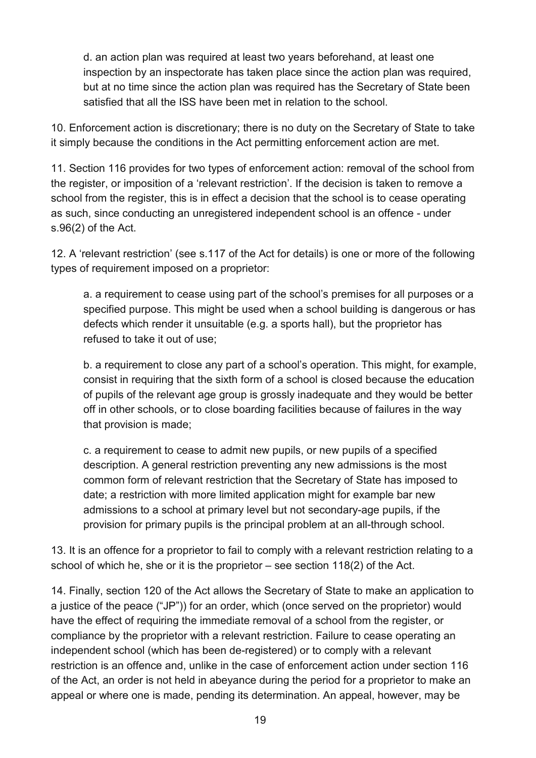d. an action plan was required at least two years beforehand, at least one inspection by an inspectorate has taken place since the action plan was required, but at no time since the action plan was required has the Secretary of State been satisfied that all the ISS have been met in relation to the school.

10. Enforcement action is discretionary; there is no duty on the Secretary of State to take it simply because the conditions in the Act permitting enforcement action are met.

11. Section 116 provides for two types of enforcement action: removal of the school from the register, or imposition of a 'relevant restriction'. If the decision is taken to remove a school from the register, this is in effect a decision that the school is to cease operating as such, since conducting an unregistered independent school is an offence - under s.96(2) of the Act.

12. A 'relevant restriction' (see s.117 of the Act for details) is one or more of the following types of requirement imposed on a proprietor:

a. a requirement to cease using part of the school's premises for all purposes or a specified purpose. This might be used when a school building is dangerous or has defects which render it unsuitable (e.g. a sports hall), but the proprietor has refused to take it out of use;

b. a requirement to close any part of a school's operation. This might, for example, consist in requiring that the sixth form of a school is closed because the education of pupils of the relevant age group is grossly inadequate and they would be better off in other schools, or to close boarding facilities because of failures in the way that provision is made;

c. a requirement to cease to admit new pupils, or new pupils of a specified description. A general restriction preventing any new admissions is the most common form of relevant restriction that the Secretary of State has imposed to date; a restriction with more limited application might for example bar new admissions to a school at primary level but not secondary-age pupils, if the provision for primary pupils is the principal problem at an all-through school.

13. It is an offence for a proprietor to fail to comply with a relevant restriction relating to a school of which he, she or it is the proprietor – see section 118(2) of the Act.

14. Finally, section 120 of the Act allows the Secretary of State to make an application to a justice of the peace ("JP")) for an order, which (once served on the proprietor) would have the effect of requiring the immediate removal of a school from the register, or compliance by the proprietor with a relevant restriction. Failure to cease operating an independent school (which has been de-registered) or to comply with a relevant restriction is an offence and, unlike in the case of enforcement action under section 116 of the Act, an order is not held in abeyance during the period for a proprietor to make an appeal or where one is made, pending its determination. An appeal, however, may be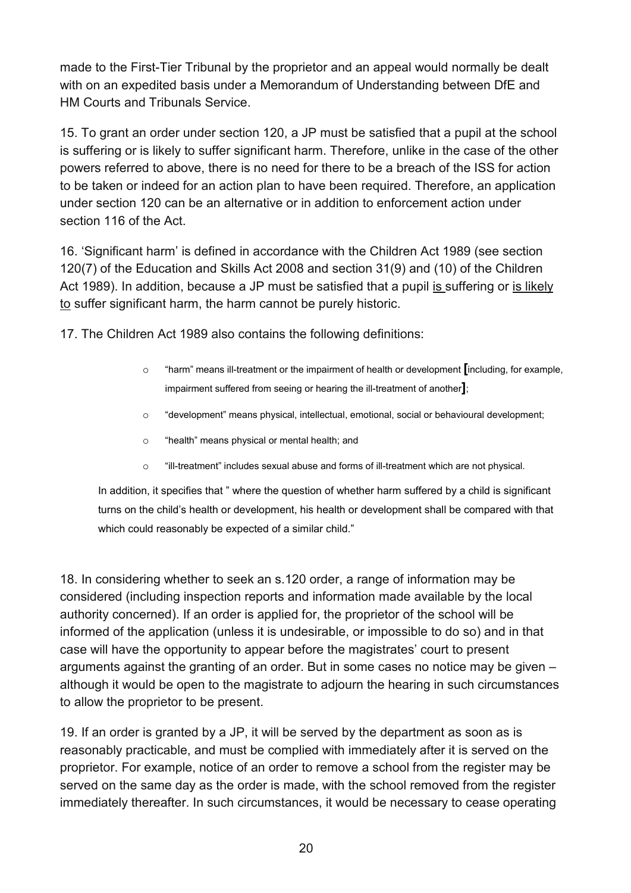made to the First-Tier Tribunal by the proprietor and an appeal would normally be dealt with on an expedited basis under a Memorandum of Understanding between DfE and HM Courts and Tribunals Service.

15. To grant an order under section 120, a JP must be satisfied that a pupil at the school is suffering or is likely to suffer significant harm. Therefore, unlike in the case of the other powers referred to above, there is no need for there to be a breach of the ISS for action to be taken or indeed for an action plan to have been required. Therefore, an application under section 120 can be an alternative or in addition to enforcement action under section 116 of the Act.

16. 'Significant harm' is defined in accordance with the Children Act 1989 (see section 120(7) of the Education and Skills Act 2008 and section 31(9) and (10) of the Children Act 1989). In addition, because a JP must be satisfied that a pupil is suffering or is likely to suffer significant harm, the harm cannot be purely historic.

17. The Children Act 1989 also contains the following definitions:

- "harm" means ill-treatment or the impairment of health or development [including, for example, impairment suffered from seeing or hearing the ill-treatment of another];
- "development" means physical, intellectual, emotional, social or behavioural development;
- "health" means physical or mental health; and
- "ill-treatment" includes sexual abuse and forms of ill-treatment which are not physical.

In addition, it specifies that " where the question of whether harm suffered by a child is significant turns on the child's health or development, his health or development shall be compared with that which could reasonably be expected of a similar child."

18. In considering whether to seek an s.120 order, a range of information may be considered (including inspection reports and information made available by the local authority concerned). If an order is applied for, the proprietor of the school will be informed of the application (unless it is undesirable, or impossible to do so) and in that case will have the opportunity to appear before the magistrates' court to present arguments against the granting of an order. But in some cases no notice may be given – although it would be open to the magistrate to adjourn the hearing in such circumstances to allow the proprietor to be present.

19. If an order is granted by a JP, it will be served by the department as soon as is reasonably practicable, and must be complied with immediately after it is served on the proprietor. For example, notice of an order to remove a school from the register may be served on the same day as the order is made, with the school removed from the register immediately thereafter. In such circumstances, it would be necessary to cease operating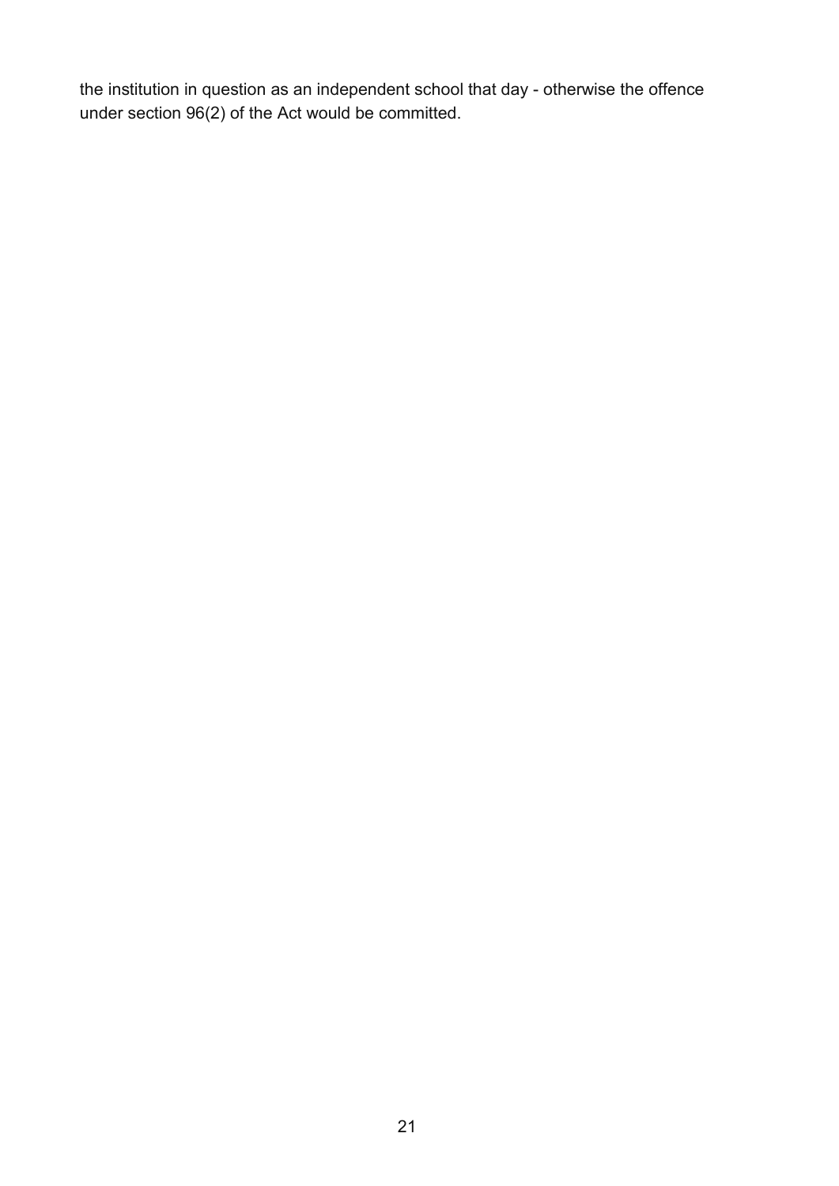the institution in question as an independent school that day - otherwise the offence under section 96(2) of the Act would be committed.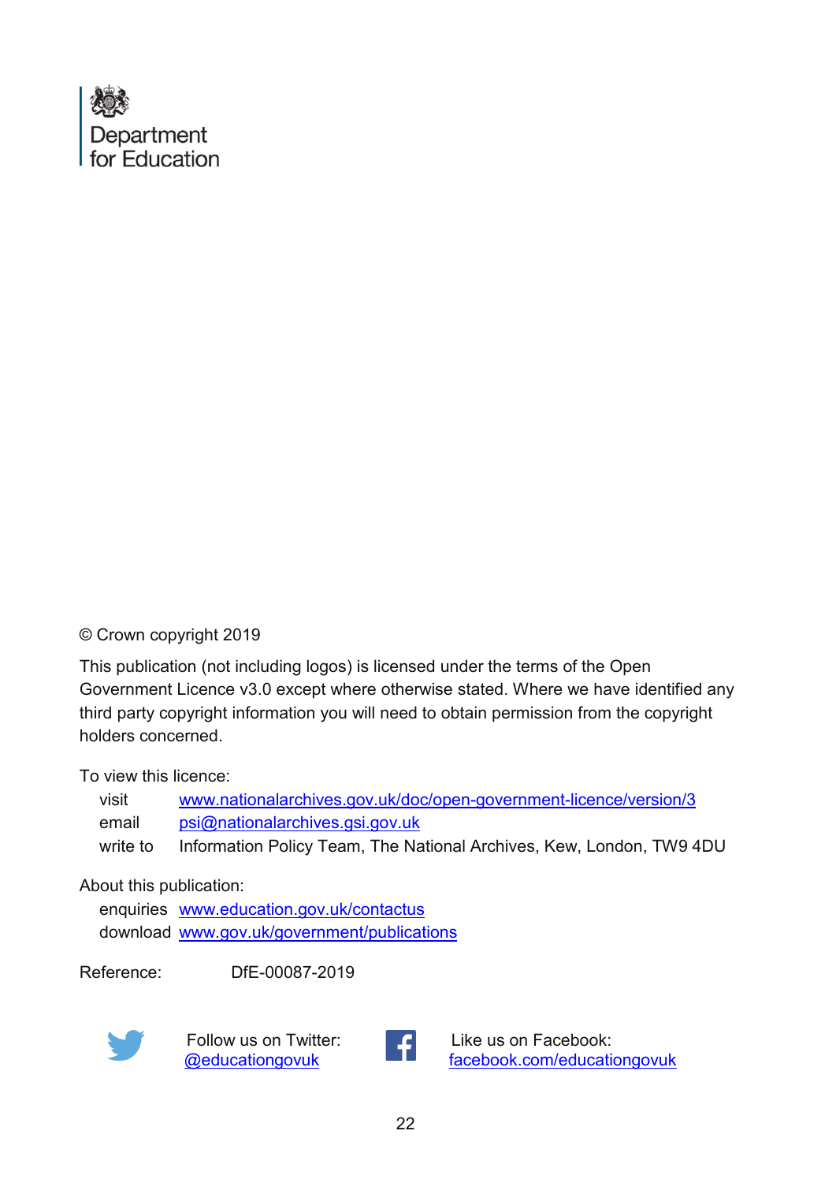Department for Education

© Crown copyright 2019

This publication (not including logos) is licensed under the terms of the Open Government Licence v3.0 except where otherwise stated. Where we have identified any third party copyright information you will need to obtain permission from the copyright holders concerned.

To view this licence:

| | |
|---|---|
| visit | www.nationalarchives.gov.uk/doc/open-government-licence/version/3 |
| email | psi@nationalarchives.gsi.gov.uk |
| write to | Information Policy Team, The National Archives, Kew, London, TW9 4DU |

About this publication:

| | |
|---|---|
| enquiries | www.education.gov.uk/contactus |
| download | www.gov.uk/government/publications |

Reference: DfE-00087-2019

Follow us on Twitter: @educationgovuk

Like us on Facebook: facebook.com/educationgovuk